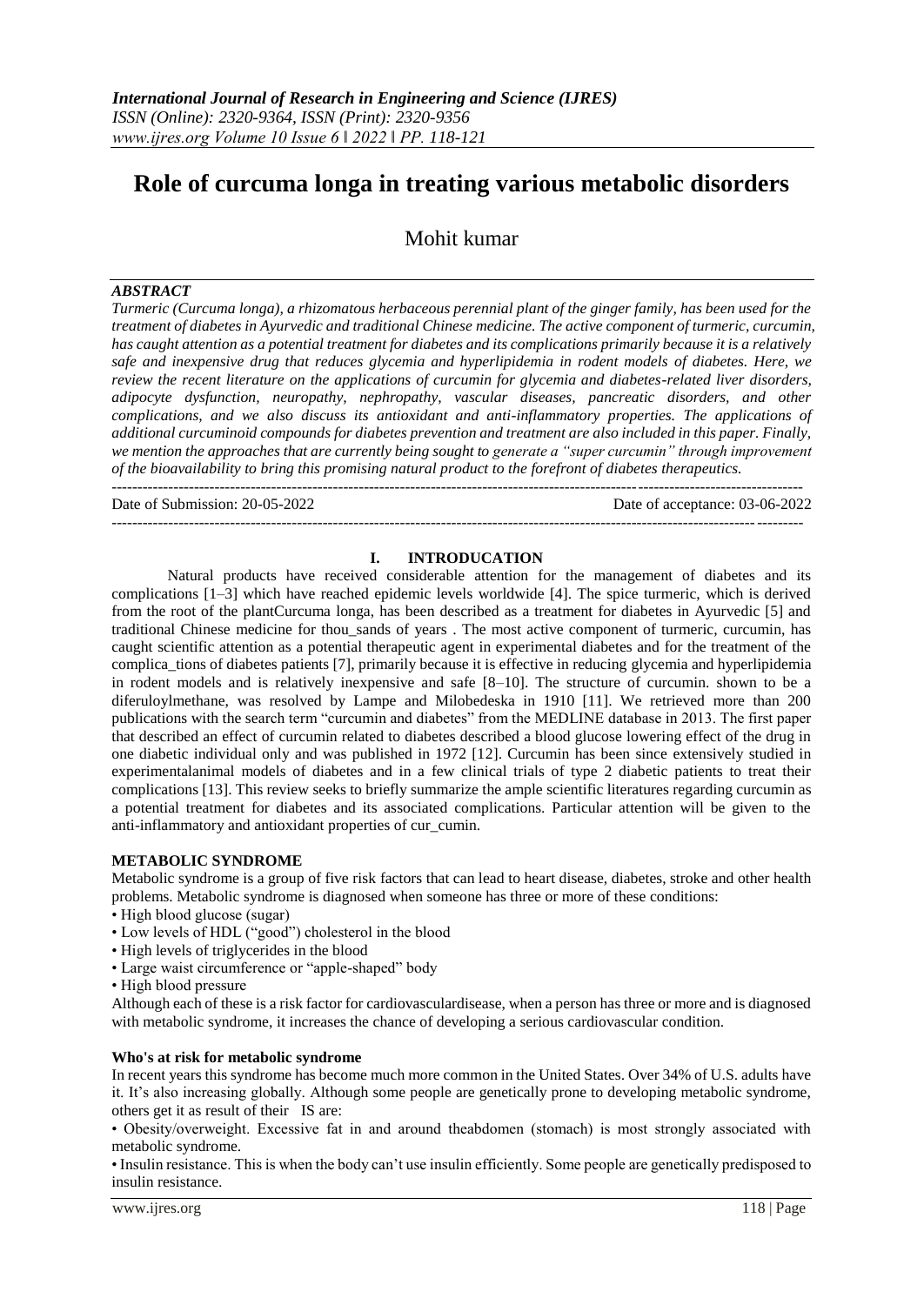# Role of curcuma longa in treating various metabolic disorders

Mohit kumar

### *ABSTRACT*

*Turmeric (Curcuma longa), a rhizomatous herbaceous perennial plant of the ginger family, has been used for the treatment of diabetes in Ayurvedic and traditional Chinese medicine. The active component of turmeric, curcumin, has caught attention as a potential treatment for diabetes and its complications primarily because it is a relatively safe and inexpensive drug that reduces glycemia and hyperlipidemia in rodent models of diabetes. Here, we review the recent literature on the applications of curcumin for glycemia and diabetes-related liver disorders, adipocyte dysfunction, neuropathy, nephropathy, vascular diseases, pancreatic disorders, and other complications, and we also discuss its antioxidant and anti-inflammatory properties. The applications of additional curcuminoid compounds for diabetes prevention and treatment are also included in this paper. Finally, we mention the approaches that are currently being sought to generate a "super curcumin" through improvement of the bioavailability to bring this promising natural product to the forefront of diabetes therapeutics.*

Date of Submission: 20-05-2022 Date of acceptance: 03-06-2022

## I. INTRODUCATION

Natural products have received considerable attention for the management of diabetes and its complications [1–3] which have reached epidemic levels worldwide [4]. The spice turmeric, which is derived from the root of the plantCurcuma longa, has been described as a treatment for diabetes in Ayurvedic [5] and traditional Chinese medicine for thou_sands of years . The most active component of turmeric, curcumin, has caught scientific attention as a potential therapeutic agent in experimental diabetes and for the treatment of the complica_tions of diabetes patients [7], primarily because it is effective in reducing glycemia and hyperlipidemia in rodent models and is relatively inexpensive and safe [8–10]. The structure of curcumin. shown to be a diferuloylmethane, was resolved by Lampe and Milobedeska in 1910 [11]. We retrieved more than 200 publications with the search term "curcumin and diabetes" from the MEDLINE database in 2013. The first paper that described an effect of curcumin related to diabetes described a blood glucose lowering effect of the drug in one diabetic individual only and was published in 1972 [12]. Curcumin has been since extensively studied in experimentalanimal models of diabetes and in a few clinical trials of type 2 diabetic patients to treat their complications [13]. This review seeks to briefly summarize the ample scientific literatures regarding curcumin as a potential treatment for diabetes and its associated complications. Particular attention will be given to the anti-inflammatory and antioxidant properties of cur_cumin.

### METABOLIC SYNDROME

Metabolic syndrome is a group of five risk factors that can lead to heart disease, diabetes, stroke and other health problems. Metabolic syndrome is diagnosed when someone has three or more of these conditions:

- High blood glucose (sugar)
- Low levels of HDL ("good") cholesterol in the blood
- High levels of triglycerides in the blood
- Large waist circumference or "apple-shaped" body
- High blood pressure

Although each of these is a risk factor for cardiovasculardisease, when a person has three or more and is diagnosed with metabolic syndrome, it increases the chance of developing a serious cardiovascular condition.

### Who's at risk for metabolic syndrome

In recent years this syndrome has become much more common in the United States. Over 34% of U.S. adults have it. It's also increasing globally. Although some people are genetically prone to developing metabolic syndrome, others get it as result of their IS are:

- Obesity/overweight. Excessive fat in and around theabdomen (stomach) is most strongly associated with metabolic syndrome.
- Insulin resistance. This is when the body can't use insulin efficiently. Some people are genetically predisposed to insulin resistance.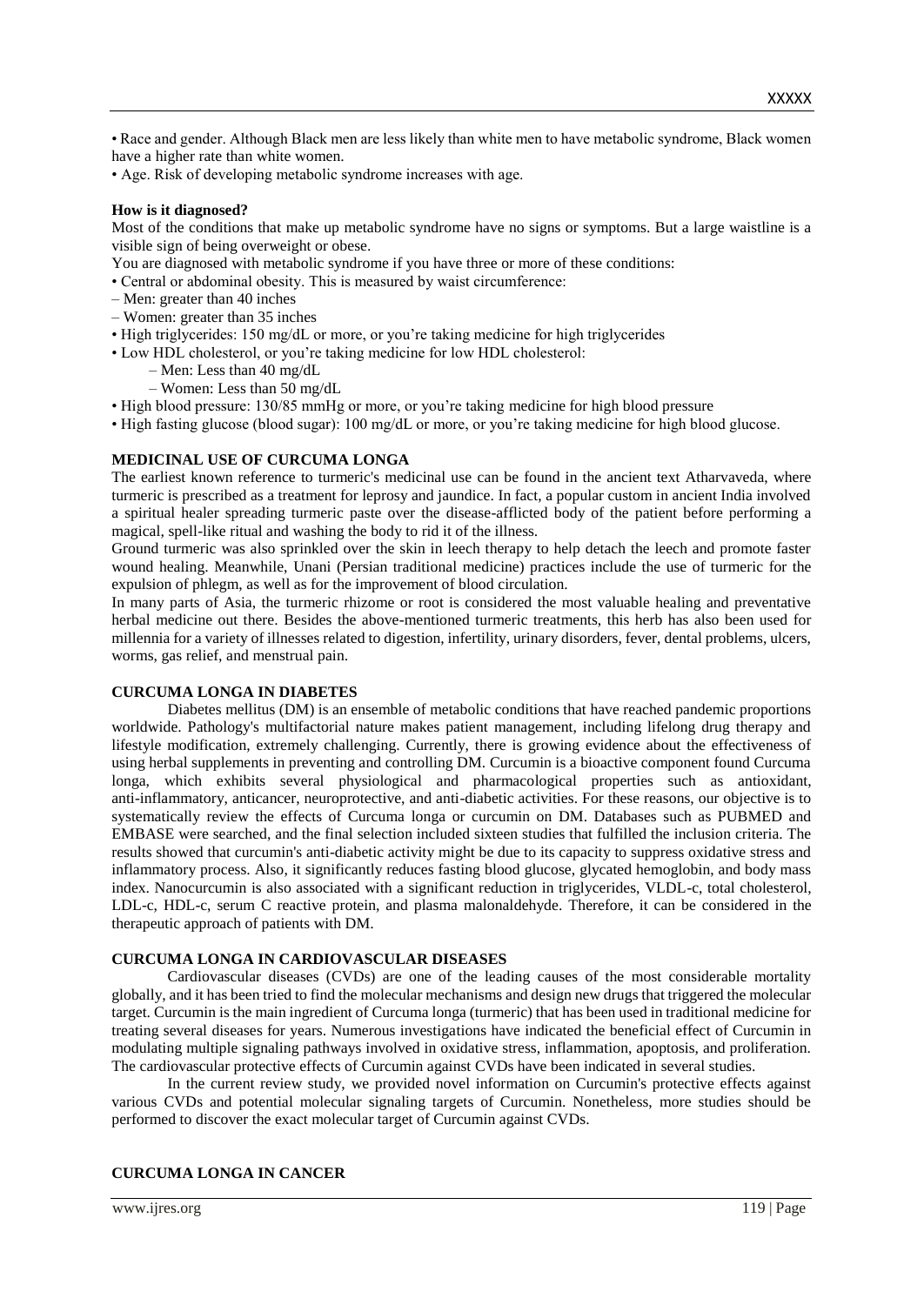- Race and gender. Although Black men are less likely than white men to have metabolic syndrome, Black women have a higher rate than white women.
- Age. Risk of developing metabolic syndrome increases with age.

**How is it diagnosed?**

Most of the conditions that make up metabolic syndrome have no signs or symptoms. But a large waistline is a visible sign of being overweight or obese.

You are diagnosed with metabolic syndrome if you have three or more of these conditions:

- Central or abdominal obesity. This is measured by waist circumference:
  – Men: greater than 40 inches
  – Women: greater than 35 inches
- High triglycerides: 150 mg/dL or more, or you're taking medicine for high triglycerides
- Low HDL cholesterol, or you're taking medicine for low HDL cholesterol:
  – Men: Less than 40 mg/dL
  – Women: Less than 50 mg/dL
- High blood pressure: 130/85 mmHg or more, or you're taking medicine for high blood pressure
- High fasting glucose (blood sugar): 100 mg/dL or more, or you're taking medicine for high blood glucose.

## MEDICINAL USE OF CURCUMA LONGA

The earliest known reference to turmeric's medicinal use can be found in the ancient text Atharvaveda, where turmeric is prescribed as a treatment for leprosy and jaundice. In fact, a popular custom in ancient India involved a spiritual healer spreading turmeric paste over the disease-afflicted body of the patient before performing a magical, spell-like ritual and washing the body to rid it of the illness.

Ground turmeric was also sprinkled over the skin in leech therapy to help detach the leech and promote faster wound healing. Meanwhile, Unani (Persian traditional medicine) practices include the use of turmeric for the expulsion of phlegm, as well as for the improvement of blood circulation.

In many parts of Asia, the turmeric rhizome or root is considered the most valuable healing and preventative herbal medicine out there. Besides the above-mentioned turmeric treatments, this herb has also been used for millennia for a variety of illnesses related to digestion, infertility, urinary disorders, fever, dental problems, ulcers, worms, gas relief, and menstrual pain.

## CURCUMA LONGA IN DIABETES

Diabetes mellitus (DM) is an ensemble of metabolic conditions that have reached pandemic proportions worldwide. Pathology's multifactorial nature makes patient management, including lifelong drug therapy and lifestyle modification, extremely challenging. Currently, there is growing evidence about the effectiveness of using herbal supplements in preventing and controlling DM. Curcumin is a bioactive component found Curcuma longa, which exhibits several physiological and pharmacological properties such as antioxidant, anti-inflammatory, anticancer, neuroprotective, and anti-diabetic activities. For these reasons, our objective is to systematically review the effects of Curcuma longa or curcumin on DM. Databases such as PUBMED and EMBASE were searched, and the final selection included sixteen studies that fulfilled the inclusion criteria. The results showed that curcumin's anti-diabetic activity might be due to its capacity to suppress oxidative stress and inflammatory process. Also, it significantly reduces fasting blood glucose, glycated hemoglobin, and body mass index. Nanocurcumin is also associated with a significant reduction in triglycerides, VLDL-c, total cholesterol, LDL-c, HDL-c, serum C reactive protein, and plasma malonaldehyde. Therefore, it can be considered in the therapeutic approach of patients with DM.

## CURCUMA LONGA IN CARDIOVASCULAR DISEASES

Cardiovascular diseases (CVDs) are one of the leading causes of the most considerable mortality globally, and it has been tried to find the molecular mechanisms and design new drugs that triggered the molecular target. Curcumin is the main ingredient of Curcuma longa (turmeric) that has been used in traditional medicine for treating several diseases for years. Numerous investigations have indicated the beneficial effect of Curcumin in modulating multiple signaling pathways involved in oxidative stress, inflammation, apoptosis, and proliferation. The cardiovascular protective effects of Curcumin against CVDs have been indicated in several studies.

In the current review study, we provided novel information on Curcumin's protective effects against various CVDs and potential molecular signaling targets of Curcumin. Nonetheless, more studies should be performed to discover the exact molecular target of Curcumin against CVDs.

## CURCUMA LONGA IN CANCER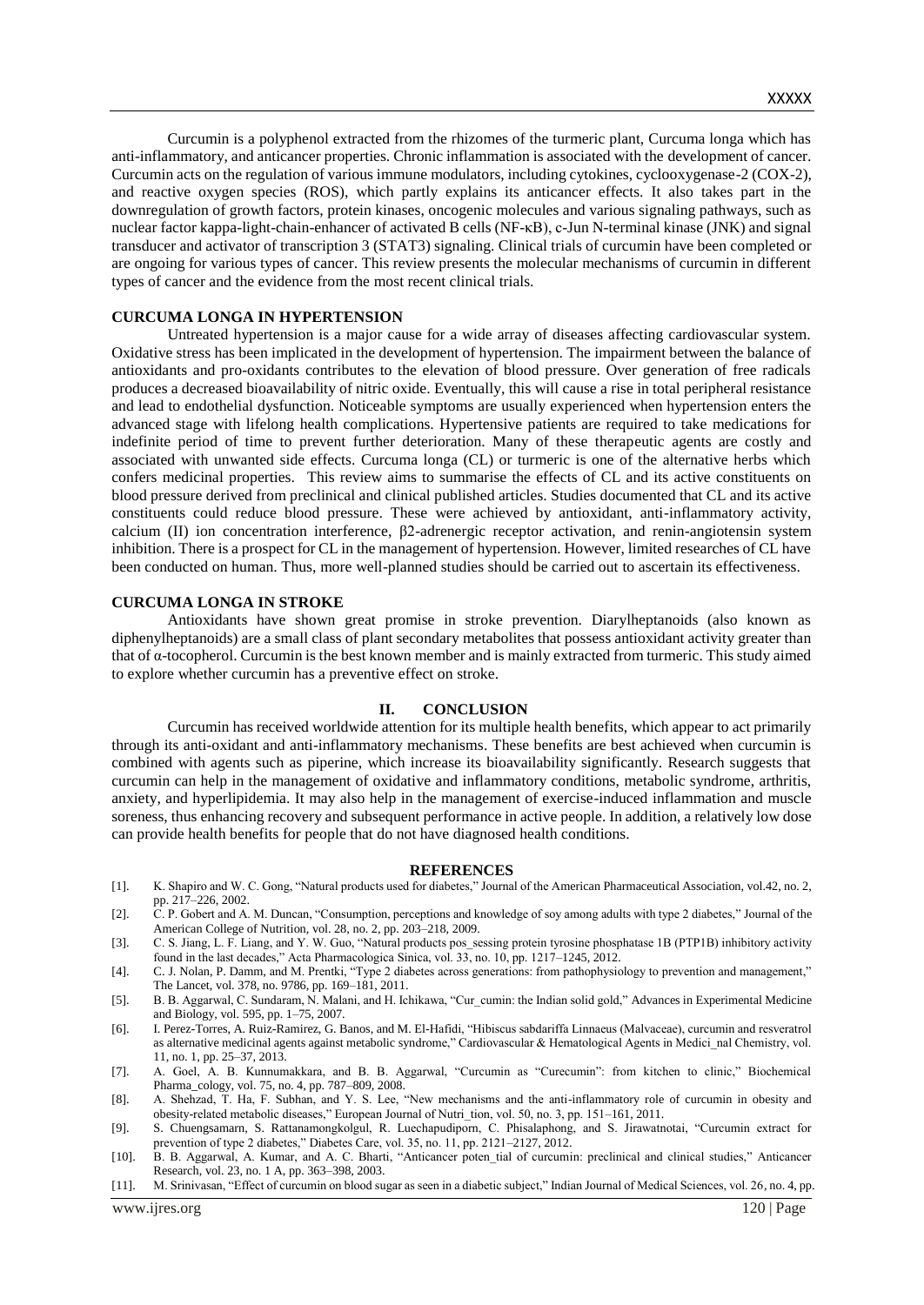Curcumin is a polyphenol extracted from the rhizomes of the turmeric plant, Curcuma longa which has anti-inflammatory, and anticancer properties. Chronic inflammation is associated with the development of cancer. Curcumin acts on the regulation of various immune modulators, including cytokines, cyclooxygenase-2 (COX-2), and reactive oxygen species (ROS), which partly explains its anticancer effects. It also takes part in the downregulation of growth factors, protein kinases, oncogenic molecules and various signaling pathways, such as nuclear factor kappa-light-chain-enhancer of activated B cells (NF-κB), c-Jun N-terminal kinase (JNK) and signal transducer and activator of transcription 3 (STAT3) signaling. Clinical trials of curcumin have been completed or are ongoing for various types of cancer. This review presents the molecular mechanisms of curcumin in different types of cancer and the evidence from the most recent clinical trials.

## CURCUMA LONGA IN HYPERTENSION

Untreated hypertension is a major cause for a wide array of diseases affecting cardiovascular system. Oxidative stress has been implicated in the development of hypertension. The impairment between the balance of antioxidants and pro-oxidants contributes to the elevation of blood pressure. Over generation of free radicals produces a decreased bioavailability of nitric oxide. Eventually, this will cause a rise in total peripheral resistance and lead to endothelial dysfunction. Noticeable symptoms are usually experienced when hypertension enters the advanced stage with lifelong health complications. Hypertensive patients are required to take medications for indefinite period of time to prevent further deterioration. Many of these therapeutic agents are costly and associated with unwanted side effects. Curcuma longa (CL) or turmeric is one of the alternative herbs which confers medicinal properties. This review aims to summarise the effects of CL and its active constituents on blood pressure derived from preclinical and clinical published articles. Studies documented that CL and its active constituents could reduce blood pressure. These were achieved by antioxidant, anti-inflammatory activity, calcium (II) ion concentration interference, β2-adrenergic receptor activation, and renin-angiotensin system inhibition. There is a prospect for CL in the management of hypertension. However, limited researches of CL have been conducted on human. Thus, more well-planned studies should be carried out to ascertain its effectiveness.

## CURCUMA LONGA IN STROKE

Antioxidants have shown great promise in stroke prevention. Diarylheptanoids (also known as diphenylheptanoids) are a small class of plant secondary metabolites that possess antioxidant activity greater than that of α-tocopherol. Curcumin is the best known member and is mainly extracted from turmeric. This study aimed to explore whether curcumin has a preventive effect on stroke.

## II. CONCLUSION

Curcumin has received worldwide attention for its multiple health benefits, which appear to act primarily through its anti-oxidant and anti-inflammatory mechanisms. These benefits are best achieved when curcumin is combined with agents such as piperine, which increase its bioavailability significantly. Research suggests that curcumin can help in the management of oxidative and inflammatory conditions, metabolic syndrome, arthritis, anxiety, and hyperlipidemia. It may also help in the management of exercise-induced inflammation and muscle soreness, thus enhancing recovery and subsequent performance in active people. In addition, a relatively low dose can provide health benefits for people that do not have diagnosed health conditions.

## REFERENCES

[1]. K. Shapiro and W. C. Gong, "Natural products used for diabetes," Journal of the American Pharmaceutical Association, vol.42, no. 2, pp. 217–226, 2002.

[2]. C. P. Gobert and A. M. Duncan, "Consumption, perceptions and knowledge of soy among adults with type 2 diabetes," Journal of the American College of Nutrition, vol. 28, no. 2, pp. 203–218, 2009.

[3]. C. S. Jiang, L. F. Liang, and Y. W. Guo, "Natural products pos_sessing protein tyrosine phosphatase 1B (PTP1B) inhibitory activity found in the last decades," Acta Pharmacologica Sinica, vol. 33, no. 10, pp. 1217–1245, 2012.

[4]. C. J. Nolan, P. Damm, and M. Prentki, "Type 2 diabetes across generations: from pathophysiology to prevention and management," The Lancet, vol. 378, no. 9786, pp. 169–181, 2011.

[5]. B. B. Aggarwal, C. Sundaram, N. Malani, and H. Ichikawa, "Cur_cumin: the Indian solid gold," Advances in Experimental Medicine and Biology, vol. 595, pp. 1–75, 2007.

[6]. I. Perez-Torres, A. Ruiz-Ramirez, G. Banos, and M. El-Hafidi, "Hibiscus sabdariffa Linnaeus (Malvaceae), curcumin and resveratrol as alternative medicinal agents against metabolic syndrome," Cardiovascular & Hematological Agents in Medici_nal Chemistry, vol. 11, no. 1, pp. 25–37, 2013.

[7]. A. Goel, A. B. Kunnumakkara, and B. B. Aggarwal, "Curcumin as "Curecumin": from kitchen to clinic," Biochemical Pharma_cology, vol. 75, no. 4, pp. 787–809, 2008.

[8]. A. Shehzad, T. Ha, F. Subhan, and Y. S. Lee, "New mechanisms and the anti-inflammatory role of curcumin in obesity and obesity-related metabolic diseases," European Journal of Nutri_tion, vol. 50, no. 3, pp. 151–161, 2011.

[9]. S. Chuengsamarn, S. Rattanamongkolgul, R. Luechapudiporn, C. Phisalaphong, and S. Jirawatnotai, "Curcumin extract for prevention of type 2 diabetes," Diabetes Care, vol. 35, no. 11, pp. 2121–2127, 2012.

[10]. B. B. Aggarwal, A. Kumar, and A. C. Bharti, "Anticancer poten_tial of curcumin: preclinical and clinical studies," Anticancer Research, vol. 23, no. 1 A, pp. 363–398, 2003.

[11]. M. Srinivasan, "Effect of curcumin on blood sugar as seen in a diabetic subject," Indian Journal of Medical Sciences, vol. 26, no. 4, pp.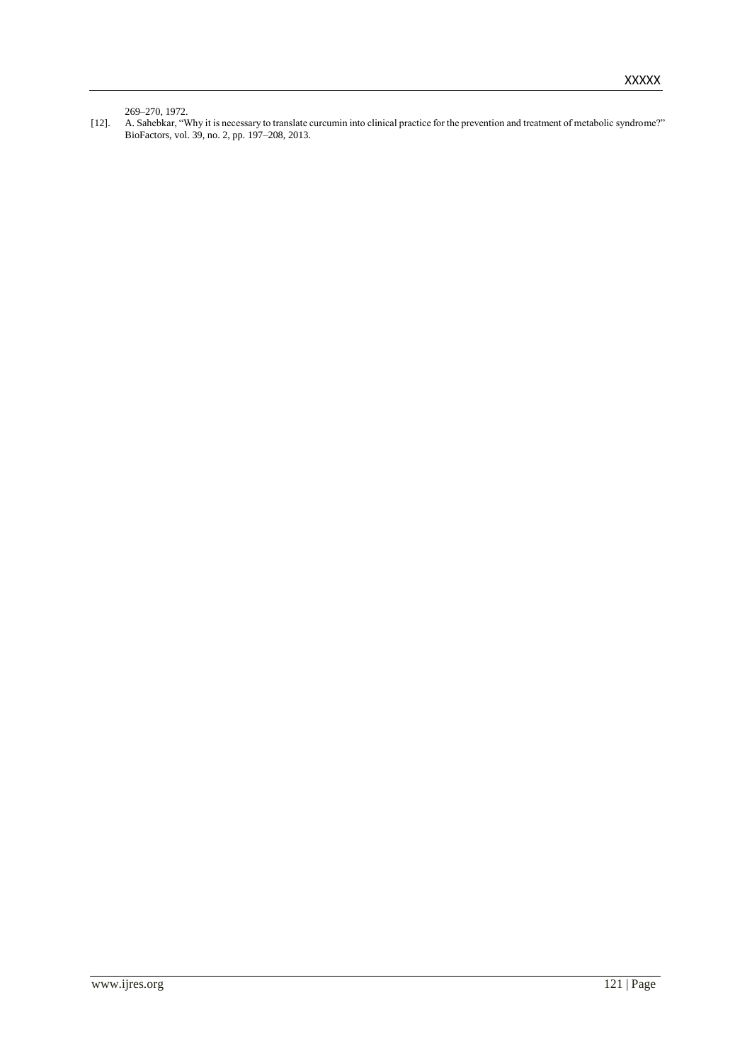269–270, 1972.

[12]. A. Sahebkar, "Why it is necessary to translate curcumin into clinical practice for the prevention and treatment of metabolic syndrome?" BioFactors, vol. 39, no. 2, pp. 197–208, 2013.